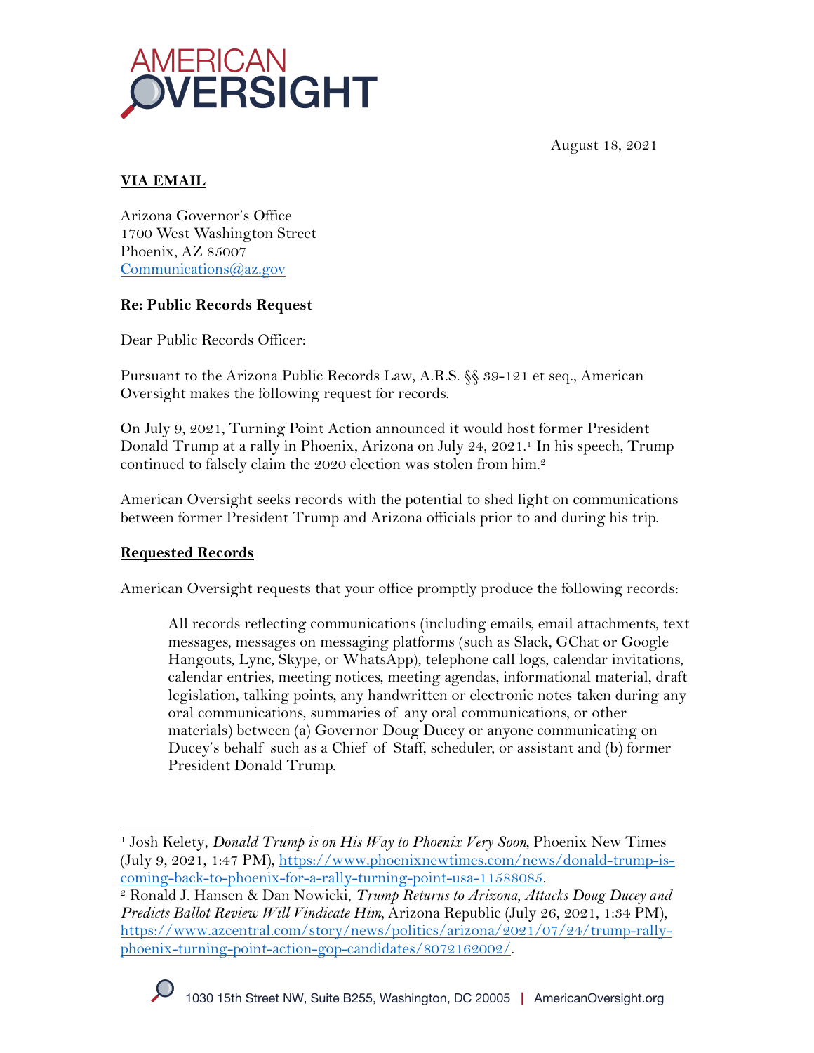AMERICAN OVERSIGHT

August 18, 2021

**VIA EMAIL**

Arizona Governor's Office
1700 West Washington Street
Phoenix, AZ 85007
Communications@az.gov

**Re: Public Records Request**

Dear Public Records Officer:

Pursuant to the Arizona Public Records Law, A.R.S. §§ 39-121 et seq., American Oversight makes the following request for records.

On July 9, 2021, Turning Point Action announced it would host former President Donald Trump at a rally in Phoenix, Arizona on July 24, 2021.[1] In his speech, Trump continued to falsely claim the 2020 election was stolen from him.[2]

American Oversight seeks records with the potential to shed light on communications between former President Trump and Arizona officials prior to and during his trip.

**Requested Records**

American Oversight requests that your office promptly produce the following records:

> All records reflecting communications (including emails, email attachments, text messages, messages on messaging platforms (such as Slack, GChat or Google Hangouts, Lync, Skype, or WhatsApp), telephone call logs, calendar invitations, calendar entries, meeting notices, meeting agendas, informational material, draft legislation, talking points, any handwritten or electronic notes taken during any oral communications, summaries of any oral communications, or other materials) between (a) Governor Doug Ducey or anyone communicating on Ducey's behalf such as a Chief of Staff, scheduler, or assistant and (b) former President Donald Trump.

---

[1] Josh Kelety, *Donald Trump is on His Way to Phoenix Very Soon*, Phoenix New Times (July 9, 2021, 1:47 PM), https://www.phoenixnewtimes.com/news/donald-trump-is-coming-back-to-phoenix-for-a-rally-turning-point-usa-11588085.

[2] Ronald J. Hansen & Dan Nowicki, *Trump Returns to Arizona, Attacks Doug Ducey and Predicts Ballot Review Will Vindicate Him*, Arizona Republic (July 26, 2021, 1:34 PM), https://www.azcentral.com/story/news/politics/arizona/2021/07/24/trump-rally-phoenix-turning-point-action-gop-candidates/8072162002/.

1030 15th Street NW, Suite B255, Washington, DC 20005 | AmericanOversight.org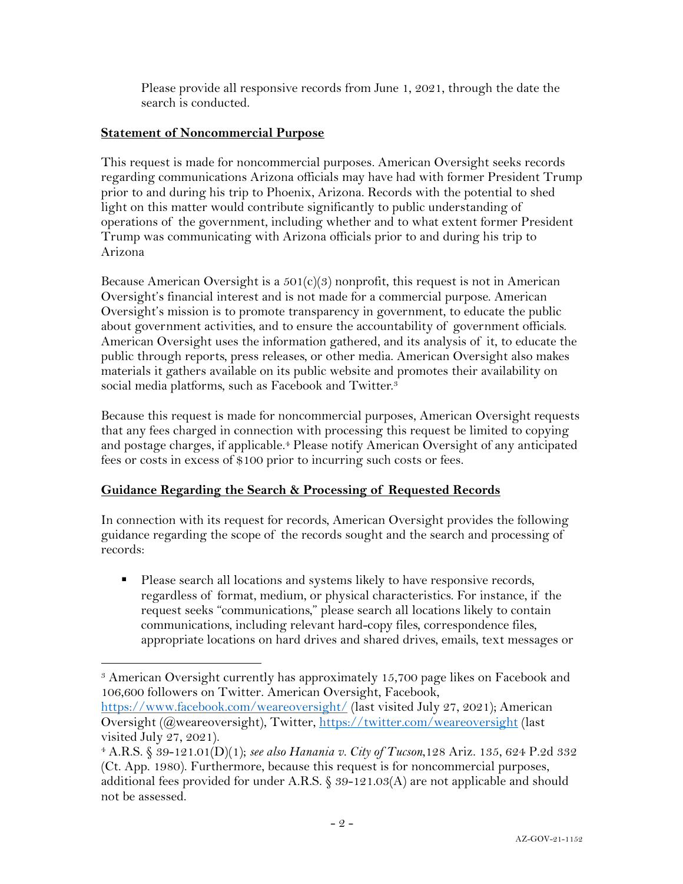Please provide all responsive records from June 1, 2021, through the date the search is conducted.

**Statement of Noncommercial Purpose**

This request is made for noncommercial purposes. American Oversight seeks records regarding communications Arizona officials may have had with former President Trump prior to and during his trip to Phoenix, Arizona. Records with the potential to shed light on this matter would contribute significantly to public understanding of operations of the government, including whether and to what extent former President Trump was communicating with Arizona officials prior to and during his trip to Arizona

Because American Oversight is a 501(c)(3) nonprofit, this request is not in American Oversight's financial interest and is not made for a commercial purpose. American Oversight's mission is to promote transparency in government, to educate the public about government activities, and to ensure the accountability of government officials. American Oversight uses the information gathered, and its analysis of it, to educate the public through reports, press releases, or other media. American Oversight also makes materials it gathers available on its public website and promotes their availability on social media platforms, such as Facebook and Twitter.[3]

Because this request is made for noncommercial purposes, American Oversight requests that any fees charged in connection with processing this request be limited to copying and postage charges, if applicable.[4] Please notify American Oversight of any anticipated fees or costs in excess of $100 prior to incurring such costs or fees.

**Guidance Regarding the Search & Processing of Requested Records**

In connection with its request for records, American Oversight provides the following guidance regarding the scope of the records sought and the search and processing of records:

- Please search all locations and systems likely to have responsive records, regardless of format, medium, or physical characteristics. For instance, if the request seeks "communications," please search all locations likely to contain communications, including relevant hard-copy files, correspondence files, appropriate locations on hard drives and shared drives, emails, text messages or

---

[3] American Oversight currently has approximately 15,700 page likes on Facebook and 106,600 followers on Twitter. American Oversight, Facebook, https://www.facebook.com/weareoversight/ (last visited July 27, 2021); American Oversight (@weareoversight), Twitter, https://twitter.com/weareoversight (last visited July 27, 2021).

[4] A.R.S. § 39-121.01(D)(1); *see also Hanania v. City of Tucson*, 128 Ariz. 135, 624 P.2d 332 (Ct. App. 1980). Furthermore, because this request is for noncommercial purposes, additional fees provided for under A.R.S. § 39-121.03(A) are not applicable and should not be assessed.

AZ-GOV-21-1152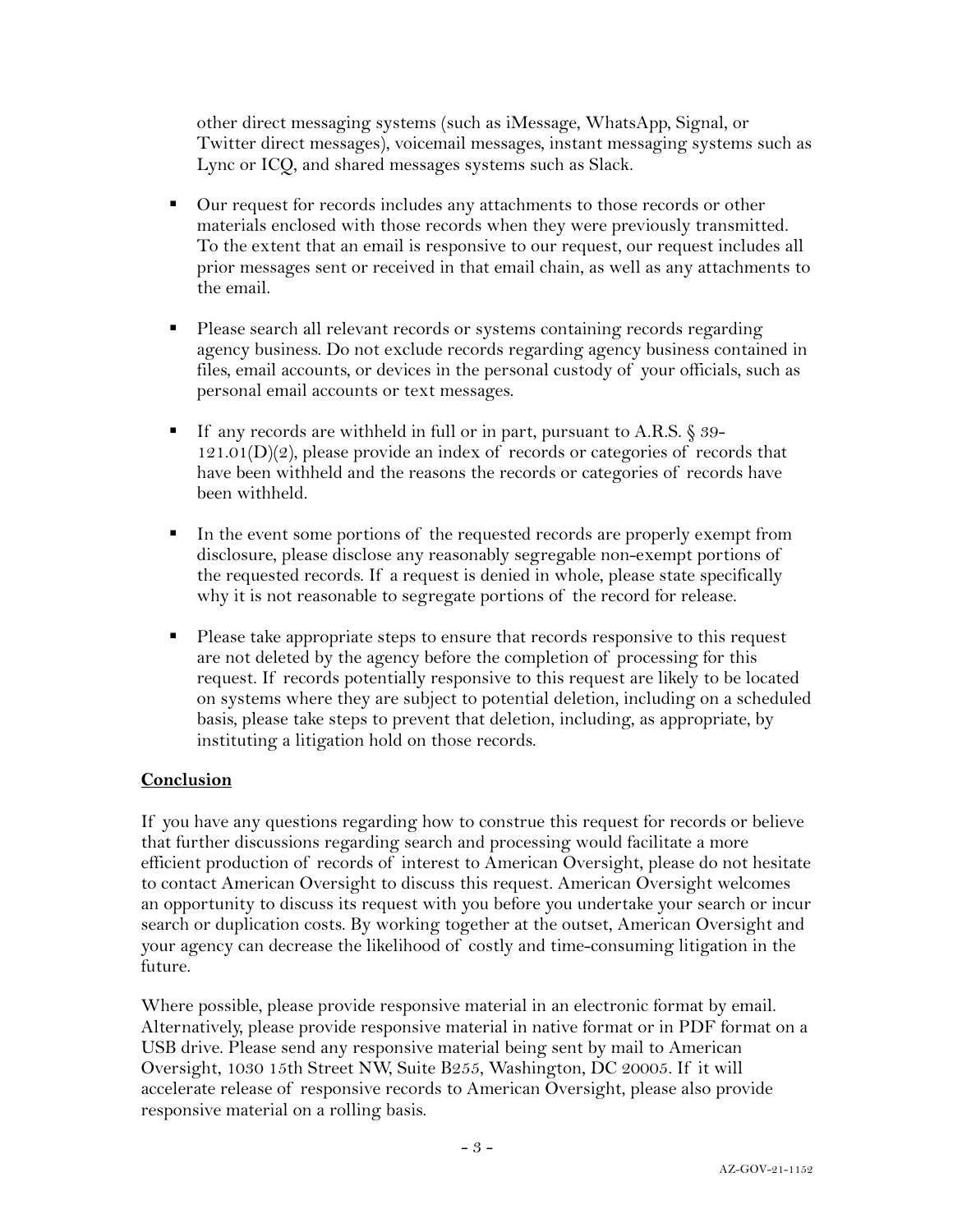other direct messaging systems (such as iMessage, WhatsApp, Signal, or Twitter direct messages), voicemail messages, instant messaging systems such as Lync or ICQ, and shared messages systems such as Slack.

- Our request for records includes any attachments to those records or other materials enclosed with those records when they were previously transmitted. To the extent that an email is responsive to our request, our request includes all prior messages sent or received in that email chain, as well as any attachments to the email.

- Please search all relevant records or systems containing records regarding agency business. Do not exclude records regarding agency business contained in files, email accounts, or devices in the personal custody of your officials, such as personal email accounts or text messages.

- If any records are withheld in full or in part, pursuant to A.R.S. § 39-121.01(D)(2), please provide an index of records or categories of records that have been withheld and the reasons the records or categories of records have been withheld.

- In the event some portions of the requested records are properly exempt from disclosure, please disclose any reasonably segregable non-exempt portions of the requested records. If a request is denied in whole, please state specifically why it is not reasonable to segregate portions of the record for release.

- Please take appropriate steps to ensure that records responsive to this request are not deleted by the agency before the completion of processing for this request. If records potentially responsive to this request are likely to be located on systems where they are subject to potential deletion, including on a scheduled basis, please take steps to prevent that deletion, including, as appropriate, by instituting a litigation hold on those records.

**Conclusion**

If you have any questions regarding how to construe this request for records or believe that further discussions regarding search and processing would facilitate a more efficient production of records of interest to American Oversight, please do not hesitate to contact American Oversight to discuss this request. American Oversight welcomes an opportunity to discuss its request with you before you undertake your search or incur search or duplication costs. By working together at the outset, American Oversight and your agency can decrease the likelihood of costly and time-consuming litigation in the future.

Where possible, please provide responsive material in an electronic format by email. Alternatively, please provide responsive material in native format or in PDF format on a USB drive. Please send any responsive material being sent by mail to American Oversight, 1030 15th Street NW, Suite B255, Washington, DC 20005. If it will accelerate release of responsive records to American Oversight, please also provide responsive material on a rolling basis.

AZ-GOV-21-1152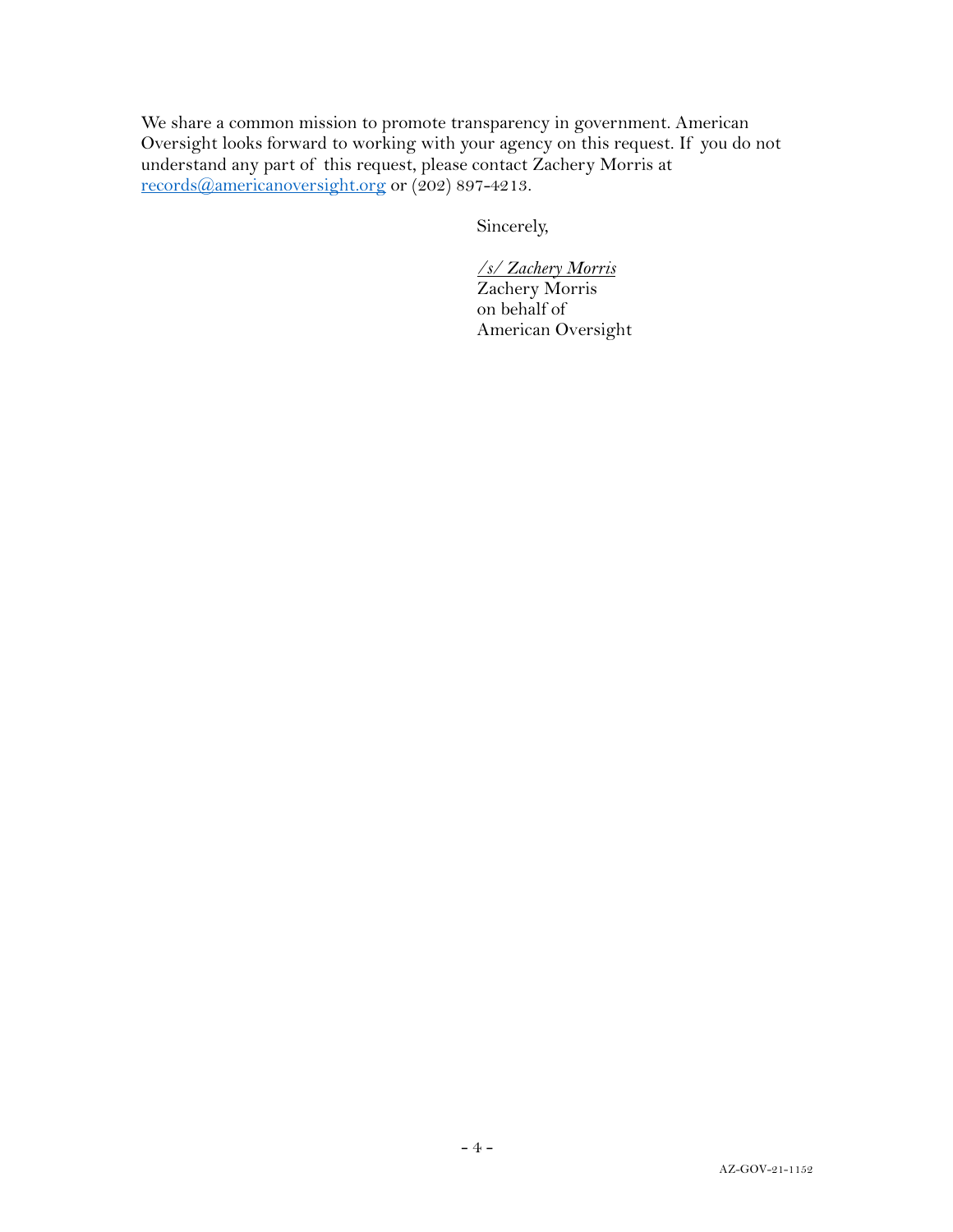We share a common mission to promote transparency in government. American Oversight looks forward to working with your agency on this request. If you do not understand any part of this request, please contact Zachery Morris at records@americanoversight.org or (202) 897-4213.

Sincerely,

*/s/ Zachery Morris*
Zachery Morris
on behalf of
American Oversight

AZ-GOV-21-1152